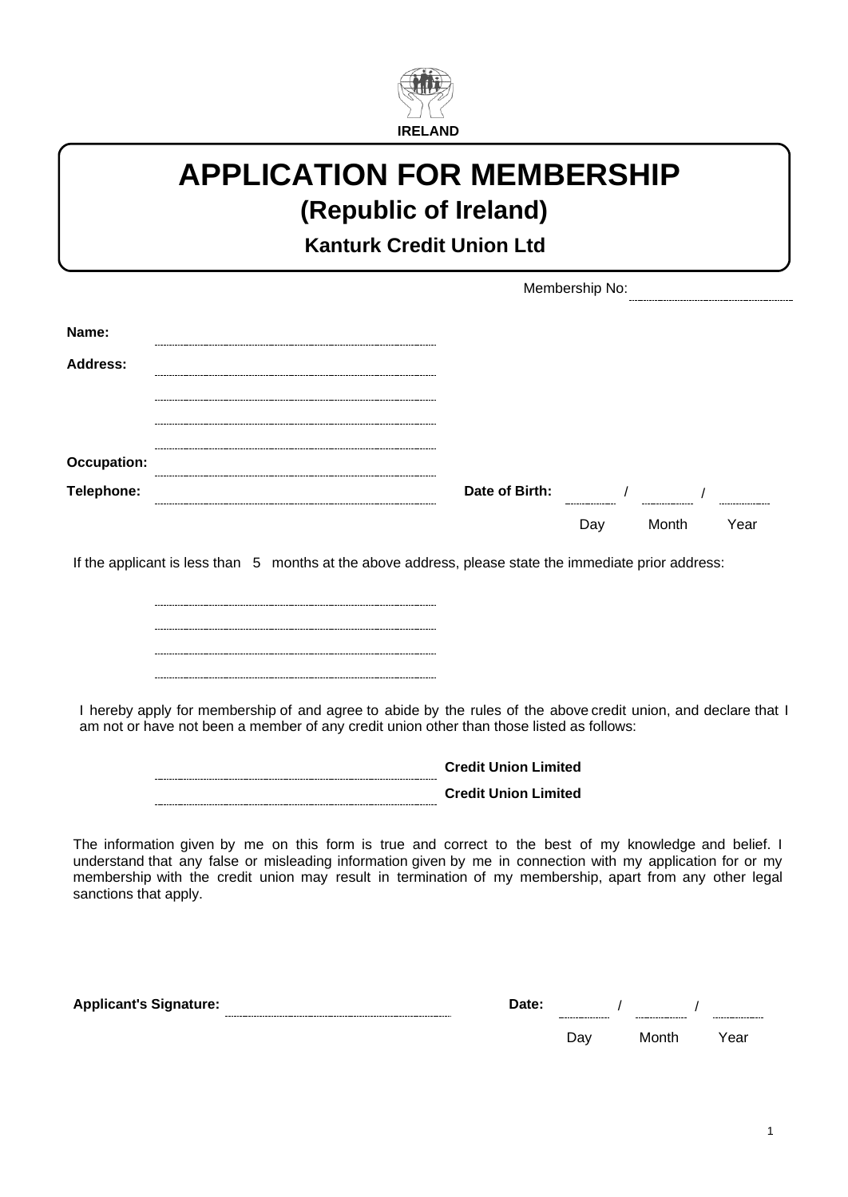IRELAND

# APPLICATION FOR MEMBERSHIP
## (Republic of Ireland)
### Kanturk Credit Union Ltd

Membership No: ..................................

**Name:** ..................................................

**Address:** ..................................................

..................................................

..................................................

..................................................

**Occupation:** ..................................................

**Telephone:** .................................................. **Date of Birth:** ........ / ........ / ........

Day Month Year

If the applicant is less than 5 months at the above address, please state the immediate prior address:

..................................................

..................................................

..................................................

..................................................

I hereby apply for membership of and agree to abide by the rules of the above credit union, and declare that I am not or have not been a member of any credit union other than those listed as follows:

.................................................. **Credit Union Limited**

.................................................. **Credit Union Limited**

The information given by me on this form is true and correct to the best of my knowledge and belief. I understand that any false or misleading information given by me in connection with my application for or my membership with the credit union may result in termination of my membership, apart from any other legal sanctions that apply.

**Applicant's Signature:** .................................................. **Date:** ........ / ........ / ........

Day Month Year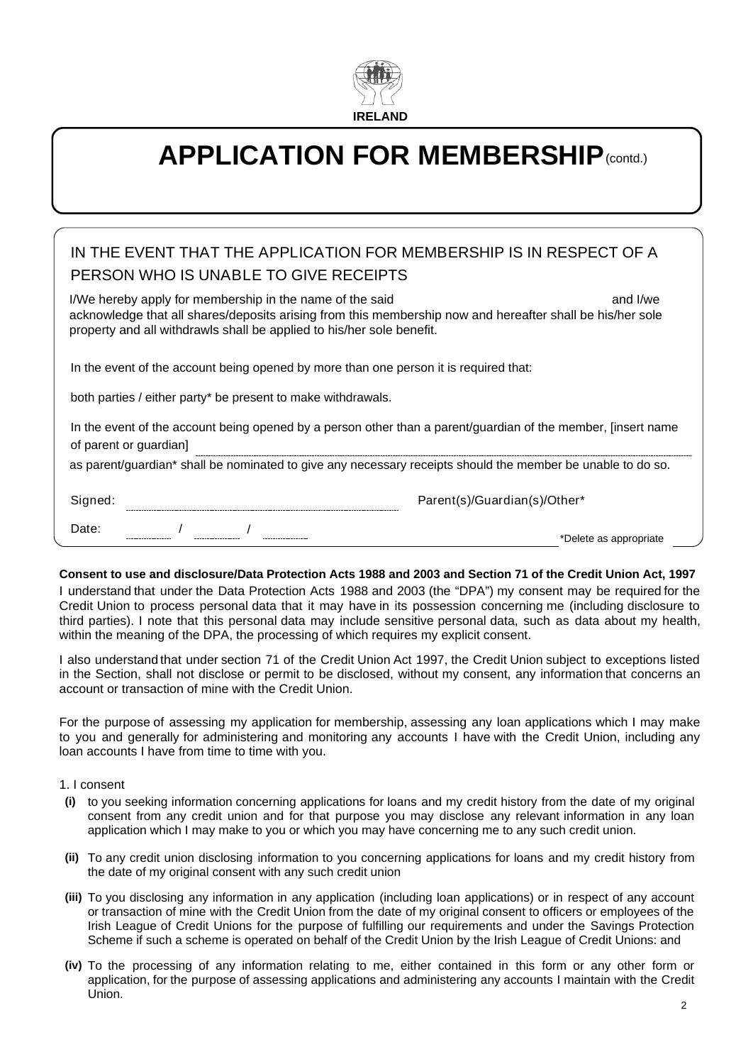IRELAND

# APPLICATION FOR MEMBERSHIP (contd.)

## IN THE EVENT THAT THE APPLICATION FOR MEMBERSHIP IS IN RESPECT OF A PERSON WHO IS UNABLE TO GIVE RECEIPTS

I/We hereby apply for membership in the name of the said ______________________ and I/we acknowledge that all shares/deposits arising from this membership now and hereafter shall be his/her sole property and all withdrawls shall be applied to his/her sole benefit.

In the event of the account being opened by more than one person it is required that:

both parties / either party* be present to make withdrawals.

In the event of the account being opened by a person other than a parent/guardian of the member, [insert name of parent or guardian] ______________________

as parent/guardian* shall be nominated to give any necessary receipts should the member be unable to do so.

Signed: ______________________ Parent(s)/Guardian(s)/Other*

Date: ______ / ______ / ______

*Delete as appropriate

**Consent to use and disclosure/Data Protection Acts 1988 and 2003 and Section 71 of the Credit Union Act, 1997**

I understand that under the Data Protection Acts 1988 and 2003 (the "DPA") my consent may be required for the Credit Union to process personal data that it may have in its possession concerning me (including disclosure to third parties). I note that this personal data may include sensitive personal data, such as data about my health, within the meaning of the DPA, the processing of which requires my explicit consent.

I also understand that under section 71 of the Credit Union Act 1997, the Credit Union subject to exceptions listed in the Section, shall not disclose or permit to be disclosed, without my consent, any information that concerns an account or transaction of mine with the Credit Union.

For the purpose of assessing my application for membership, assessing any loan applications which I may make to you and generally for administering and monitoring any accounts I have with the Credit Union, including any loan accounts I have from time to time with you.

1. I consent

- **(i)** to you seeking information concerning applications for loans and my credit history from the date of my original consent from any credit union and for that purpose you may disclose any relevant information in any loan application which I may make to you or which you may have concerning me to any such credit union.
- **(ii)** To any credit union disclosing information to you concerning applications for loans and my credit history from the date of my original consent with any such credit union
- **(iii)** To you disclosing any information in any application (including loan applications) or in respect of any account or transaction of mine with the Credit Union from the date of my original consent to officers or employees of the Irish League of Credit Unions for the purpose of fulfilling our requirements and under the Savings Protection Scheme if such a scheme is operated on behalf of the Credit Union by the Irish League of Credit Unions: and
- **(iv)** To the processing of any information relating to me, either contained in this form or any other form or application, for the purpose of assessing applications and administering any accounts I maintain with the Credit Union.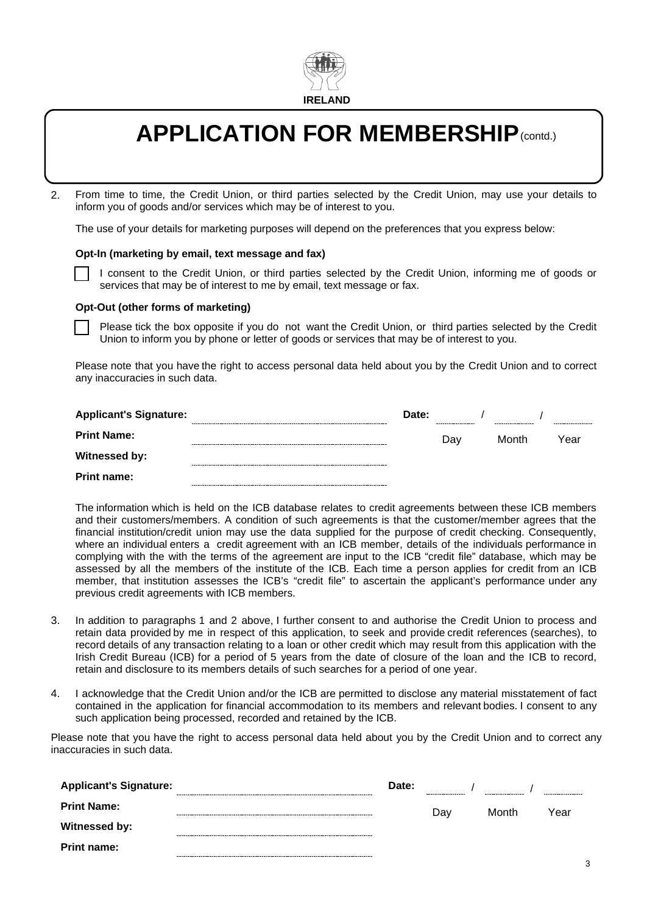IRELAND

# APPLICATION FOR MEMBERSHIP (contd.)

2. From time to time, the Credit Union, or third parties selected by the Credit Union, may use your details to inform you of goods and/or services which may be of interest to you.

   The use of your details for marketing purposes will depend on the preferences that you express below:

   **Opt-In (marketing by email, text message and fax)**

   ☐ I consent to the Credit Union, or third parties selected by the Credit Union, informing me of goods or services that may be of interest to me by email, text message or fax.

   **Opt-Out (other forms of marketing)**

   ☐ Please tick the box opposite if you do not want the Credit Union, or third parties selected by the Credit Union to inform you by phone or letter of goods or services that may be of interest to you.

   Please note that you have the right to access personal data held about you by the Credit Union and to correct any inaccuracies in such data.

   **Applicant's Signature:** .................................... **Date:** ....... / ....... / .......

   **Print Name:** .................................... Day Month Year

   **Witnessed by:** ....................................

   **Print name:** ....................................

   The information which is held on the ICB database relates to credit agreements between these ICB members and their customers/members. A condition of such agreements is that the customer/member agrees that the financial institution/credit union may use the data supplied for the purpose of credit checking. Consequently, where an individual enters a credit agreement with an ICB member, details of the individuals performance in complying with the with the terms of the agreement are input to the ICB "credit file" database, which may be assessed by all the members of the institute of the ICB. Each time a person applies for credit from an ICB member, that institution assesses the ICB's "credit file" to ascertain the applicant's performance under any previous credit agreements with ICB members.

3. In addition to paragraphs 1 and 2 above, I further consent to and authorise the Credit Union to process and retain data provided by me in respect of this application, to seek and provide credit references (searches), to record details of any transaction relating to a loan or other credit which may result from this application with the Irish Credit Bureau (ICB) for a period of 5 years from the date of closure of the loan and the ICB to record, retain and disclosure to its members details of such searches for a period of one year.

4. I acknowledge that the Credit Union and/or the ICB are permitted to disclose any material misstatement of fact contained in the application for financial accommodation to its members and relevant bodies. I consent to any such application being processed, recorded and retained by the ICB.

Please note that you have the right to access personal data held about you by the Credit Union and to correct any inaccuracies in such data.

**Applicant's Signature:** .................................... **Date:** ....... / ....... / .......

**Print Name:** .................................... Day Month Year

**Witnessed by:** ....................................

**Print name:** ....................................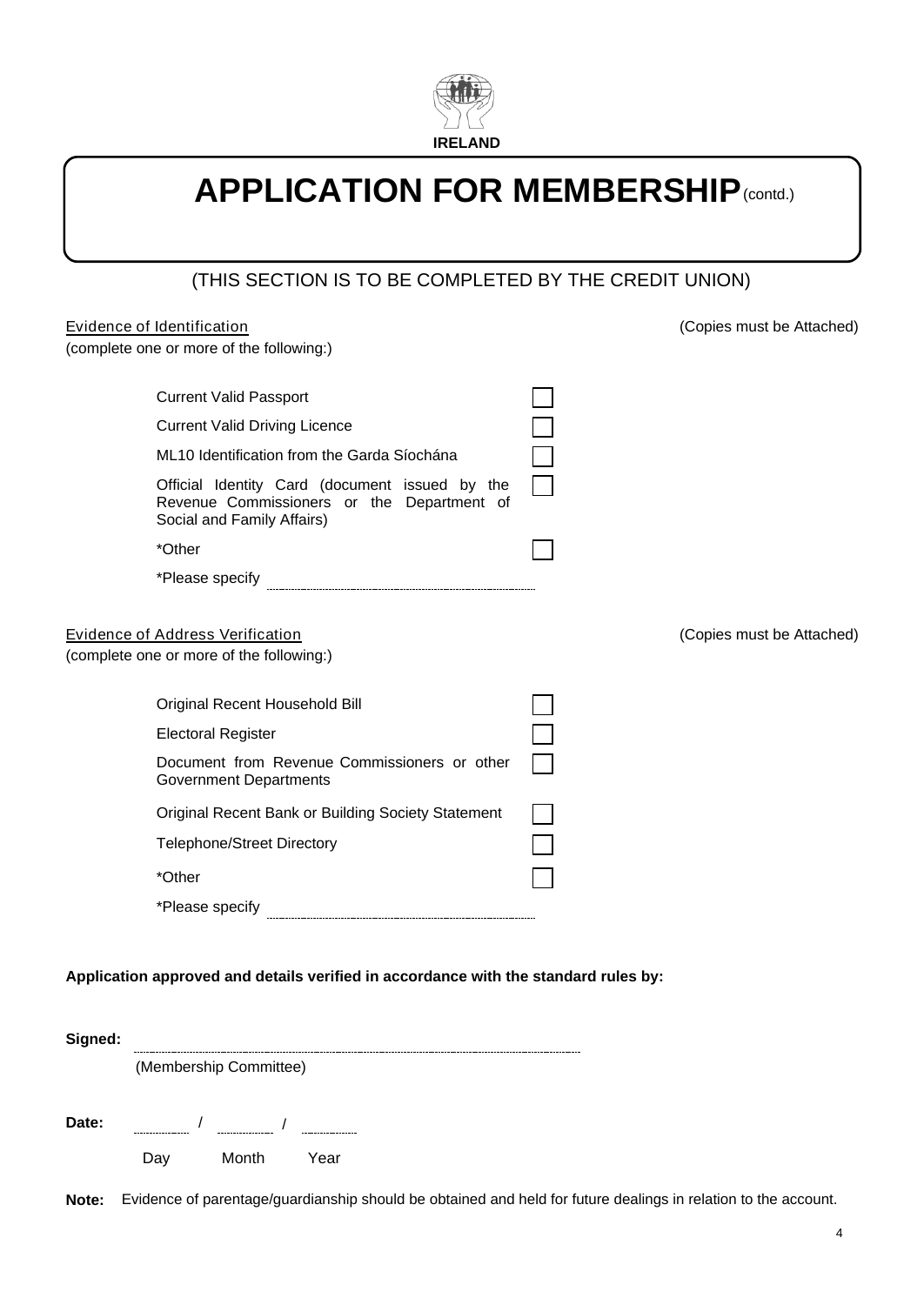IRELAND

# APPLICATION FOR MEMBERSHIP (contd.)

(THIS SECTION IS TO BE COMPLETED BY THE CREDIT UNION)

Evidence of Identification (Copies must be Attached)

(complete one or more of the following:)

- Current Valid Passport ☐
- Current Valid Driving Licence ☐
- ML10 Identification from the Garda Síochána ☐
- Official Identity Card (document issued by the Revenue Commissioners or the Department of Social and Family Affairs) ☐
- *Other ☐
- *Please specify ..................................

Evidence of Address Verification (Copies must be Attached)

(complete one or more of the following:)

- Original Recent Household Bill ☐
- Electoral Register ☐
- Document from Revenue Commissioners or other Government Departments ☐
- Original Recent Bank or Building Society Statement ☐
- Telephone/Street Directory ☐
- *Other ☐
- *Please specify ..................................

**Application approved and details verified in accordance with the standard rules by:**

**Signed:** ..................................................

(Membership Committee)

**Date:** ........ / ........ / ........

Day Month Year

**Note:** Evidence of parentage/guardianship should be obtained and held for future dealings in relation to the account.